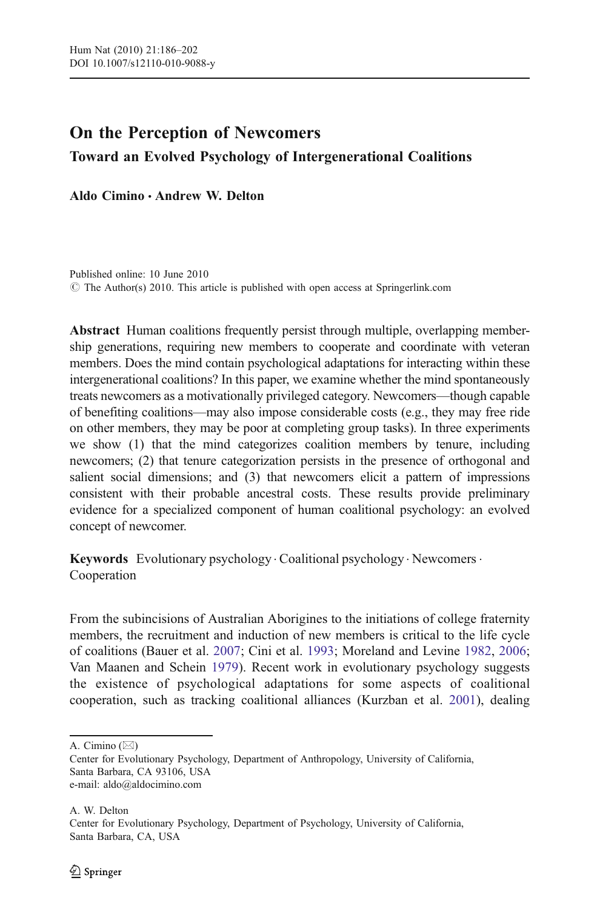# On the Perception of Newcomers

## Toward an Evolved Psychology of Intergenerational Coalitions

**Aldo Cimino · Andrew W. Delton**

Published online: 10 June 2010
© The Author(s) 2010. This article is published with open access at Springerlink.com

**Abstract** Human coalitions frequently persist through multiple, overlapping membership generations, requiring new members to cooperate and coordinate with veteran members. Does the mind contain psychological adaptations for interacting within these intergenerational coalitions? In this paper, we examine whether the mind spontaneously treats newcomers as a motivationally privileged category. Newcomers—though capable of benefiting coalitions—may also impose considerable costs (e.g., they may free ride on other members, they may be poor at completing group tasks). In three experiments we show (1) that the mind categorizes coalition members by tenure, including newcomers; (2) that tenure categorization persists in the presence of orthogonal and salient social dimensions; and (3) that newcomers elicit a pattern of impressions consistent with their probable ancestral costs. These results provide preliminary evidence for a specialized component of human coalitional psychology: an evolved concept of newcomer.

**Keywords** Evolutionary psychology · Coalitional psychology · Newcomers · Cooperation

From the subincisions of Australian Aborigines to the initiations of college fraternity members, the recruitment and induction of new members is critical to the life cycle of coalitions (Bauer et al. 2007; Cini et al. 1993; Moreland and Levine 1982, 2006; Van Maanen and Schein 1979). Recent work in evolutionary psychology suggests the existence of psychological adaptations for some aspects of coalitional cooperation, such as tracking coalitional alliances (Kurzban et al. 2001), dealing

---

A. Cimino (✉)
Center for Evolutionary Psychology, Department of Anthropology, University of California, Santa Barbara, CA 93106, USA
e-mail: aldo@aldocimino.com

A. W. Delton
Center for Evolutionary Psychology, Department of Psychology, University of California, Santa Barbara, CA, USA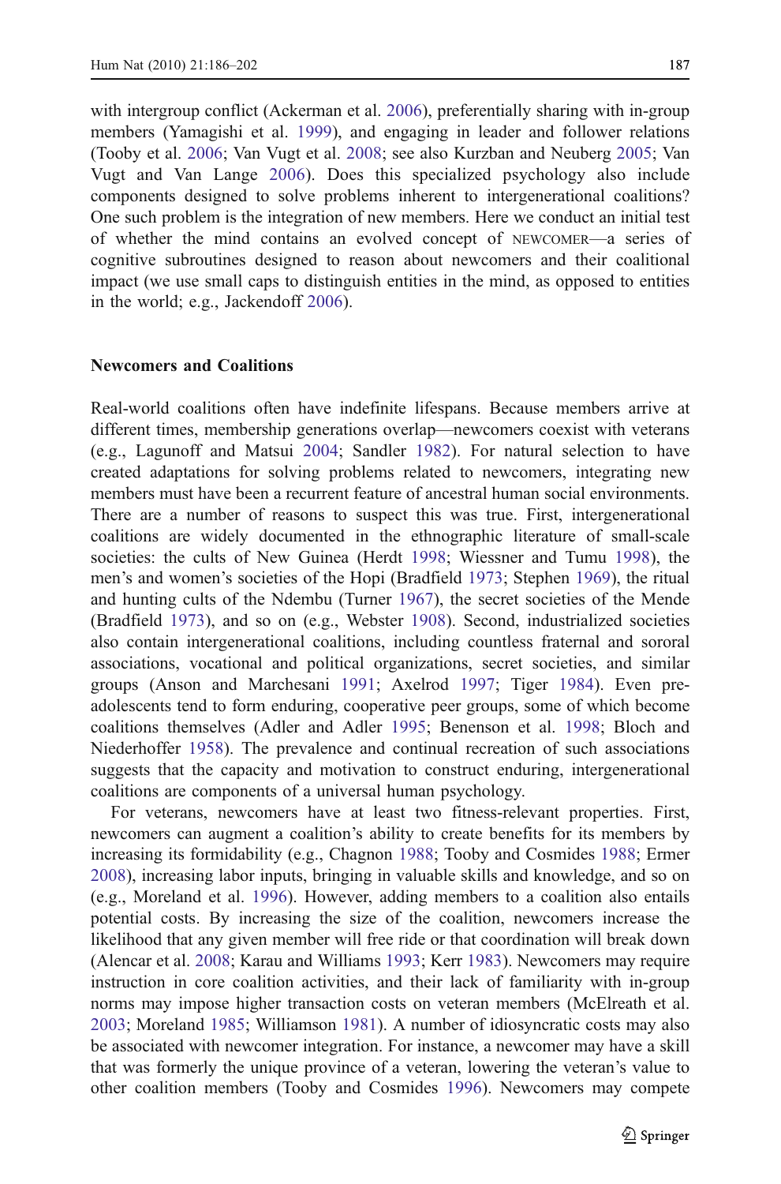with intergroup conflict (Ackerman et al. 2006), preferentially sharing with in-group members (Yamagishi et al. 1999), and engaging in leader and follower relations (Tooby et al. 2006; Van Vugt et al. 2008; see also Kurzban and Neuberg 2005; Van Vugt and Van Lange 2006). Does this specialized psychology also include components designed to solve problems inherent to intergenerational coalitions? One such problem is the integration of new members. Here we conduct an initial test of whether the mind contains an evolved concept of NEWCOMER—a series of cognitive subroutines designed to reason about newcomers and their coalitional impact (we use small caps to distinguish entities in the mind, as opposed to entities in the world; e.g., Jackendoff 2006).

## Newcomers and Coalitions

Real-world coalitions often have indefinite lifespans. Because members arrive at different times, membership generations overlap—newcomers coexist with veterans (e.g., Lagunoff and Matsui 2004; Sandler 1982). For natural selection to have created adaptations for solving problems related to newcomers, integrating new members must have been a recurrent feature of ancestral human social environments. There are a number of reasons to suspect this was true. First, intergenerational coalitions are widely documented in the ethnographic literature of small-scale societies: the cults of New Guinea (Herdt 1998; Wiessner and Tumu 1998), the men's and women's societies of the Hopi (Bradfield 1973; Stephen 1969), the ritual and hunting cults of the Ndembu (Turner 1967), the secret societies of the Mende (Bradfield 1973), and so on (e.g., Webster 1908). Second, industrialized societies also contain intergenerational coalitions, including countless fraternal and sororal associations, vocational and political organizations, secret societies, and similar groups (Anson and Marchesani 1991; Axelrod 1997; Tiger 1984). Even pre-adolescents tend to form enduring, cooperative peer groups, some of which become coalitions themselves (Adler and Adler 1995; Benenson et al. 1998; Bloch and Niederhoffer 1958). The prevalence and continual recreation of such associations suggests that the capacity and motivation to construct enduring, intergenerational coalitions are components of a universal human psychology.

For veterans, newcomers have at least two fitness-relevant properties. First, newcomers can augment a coalition's ability to create benefits for its members by increasing its formidability (e.g., Chagnon 1988; Tooby and Cosmides 1988; Ermer 2008), increasing labor inputs, bringing in valuable skills and knowledge, and so on (e.g., Moreland et al. 1996). However, adding members to a coalition also entails potential costs. By increasing the size of the coalition, newcomers increase the likelihood that any given member will free ride or that coordination will break down (Alencar et al. 2008; Karau and Williams 1993; Kerr 1983). Newcomers may require instruction in core coalition activities, and their lack of familiarity with in-group norms may impose higher transaction costs on veteran members (McElreath et al. 2003; Moreland 1985; Williamson 1981). A number of idiosyncratic costs may also be associated with newcomer integration. For instance, a newcomer may have a skill that was formerly the unique province of a veteran, lowering the veteran's value to other coalition members (Tooby and Cosmides 1996). Newcomers may compete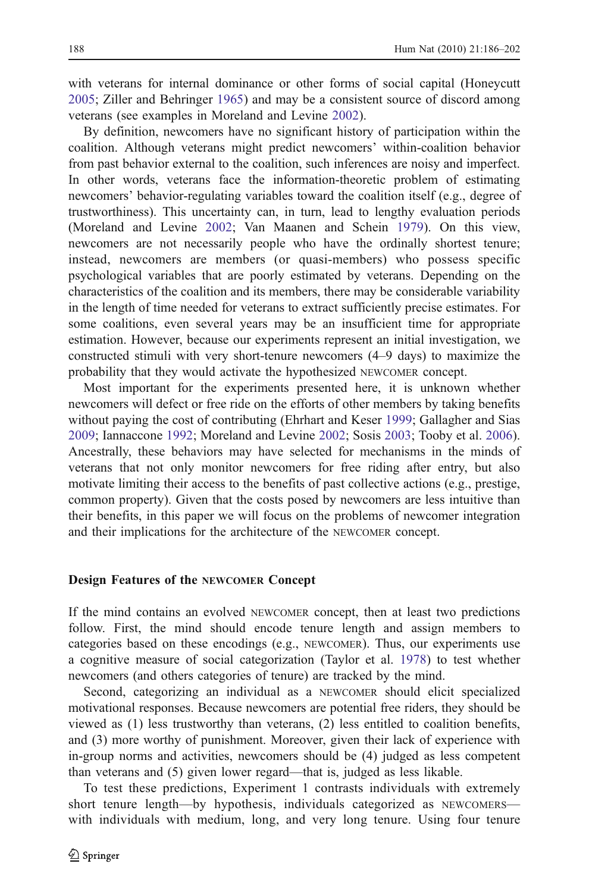with veterans for internal dominance or other forms of social capital (Honeycutt 2005; Ziller and Behringer 1965) and may be a consistent source of discord among veterans (see examples in Moreland and Levine 2002).

By definition, newcomers have no significant history of participation within the coalition. Although veterans might predict newcomers' within-coalition behavior from past behavior external to the coalition, such inferences are noisy and imperfect. In other words, veterans face the information-theoretic problem of estimating newcomers' behavior-regulating variables toward the coalition itself (e.g., degree of trustworthiness). This uncertainty can, in turn, lead to lengthy evaluation periods (Moreland and Levine 2002; Van Maanen and Schein 1979). On this view, newcomers are not necessarily people who have the ordinally shortest tenure; instead, newcomers are members (or quasi-members) who possess specific psychological variables that are poorly estimated by veterans. Depending on the characteristics of the coalition and its members, there may be considerable variability in the length of time needed for veterans to extract sufficiently precise estimates. For some coalitions, even several years may be an insufficient time for appropriate estimation. However, because our experiments represent an initial investigation, we constructed stimuli with very short-tenure newcomers (4–9 days) to maximize the probability that they would activate the hypothesized NEWCOMER concept.

Most important for the experiments presented here, it is unknown whether newcomers will defect or free ride on the efforts of other members by taking benefits without paying the cost of contributing (Ehrhart and Keser 1999; Gallagher and Sias 2009; Iannaccone 1992; Moreland and Levine 2002; Sosis 2003; Tooby et al. 2006). Ancestrally, these behaviors may have selected for mechanisms in the minds of veterans that not only monitor newcomers for free riding after entry, but also motivate limiting their access to the benefits of past collective actions (e.g., prestige, common property). Given that the costs posed by newcomers are less intuitive than their benefits, in this paper we will focus on the problems of newcomer integration and their implications for the architecture of the NEWCOMER concept.

## Design Features of the NEWCOMER Concept

If the mind contains an evolved NEWCOMER concept, then at least two predictions follow. First, the mind should encode tenure length and assign members to categories based on these encodings (e.g., NEWCOMER). Thus, our experiments use a cognitive measure of social categorization (Taylor et al. 1978) to test whether newcomers (and others categories of tenure) are tracked by the mind.

Second, categorizing an individual as a NEWCOMER should elicit specialized motivational responses. Because newcomers are potential free riders, they should be viewed as (1) less trustworthy than veterans, (2) less entitled to coalition benefits, and (3) more worthy of punishment. Moreover, given their lack of experience with in-group norms and activities, newcomers should be (4) judged as less competent than veterans and (5) given lower regard—that is, judged as less likable.

To test these predictions, Experiment 1 contrasts individuals with extremely short tenure length—by hypothesis, individuals categorized as NEWCOMERS—with individuals with medium, long, and very long tenure. Using four tenure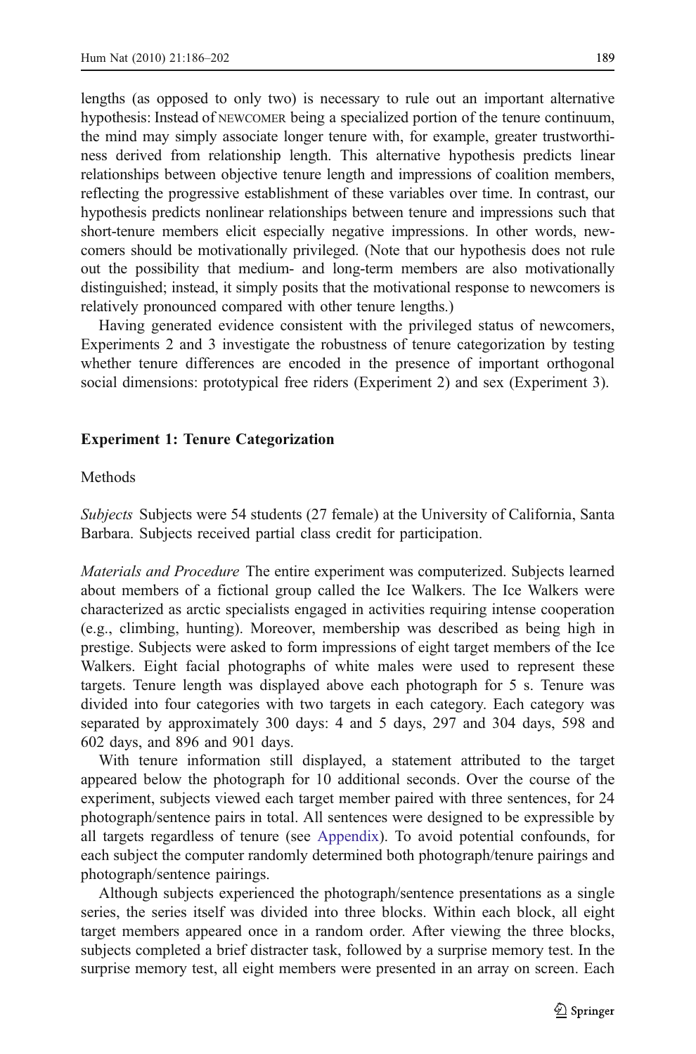lengths (as opposed to only two) is necessary to rule out an important alternative hypothesis: Instead of NEWCOMER being a specialized portion of the tenure continuum, the mind may simply associate longer tenure with, for example, greater trustworthiness derived from relationship length. This alternative hypothesis predicts linear relationships between objective tenure length and impressions of coalition members, reflecting the progressive establishment of these variables over time. In contrast, our hypothesis predicts nonlinear relationships between tenure and impressions such that short-tenure members elicit especially negative impressions. In other words, newcomers should be motivationally privileged. (Note that our hypothesis does not rule out the possibility that medium- and long-term members are also motivationally distinguished; instead, it simply posits that the motivational response to newcomers is relatively pronounced compared with other tenure lengths.)

Having generated evidence consistent with the privileged status of newcomers, Experiments 2 and 3 investigate the robustness of tenure categorization by testing whether tenure differences are encoded in the presence of important orthogonal social dimensions: prototypical free riders (Experiment 2) and sex (Experiment 3).

## Experiment 1: Tenure Categorization

### Methods

*Subjects* Subjects were 54 students (27 female) at the University of California, Santa Barbara. Subjects received partial class credit for participation.

*Materials and Procedure* The entire experiment was computerized. Subjects learned about members of a fictional group called the Ice Walkers. The Ice Walkers were characterized as arctic specialists engaged in activities requiring intense cooperation (e.g., climbing, hunting). Moreover, membership was described as being high in prestige. Subjects were asked to form impressions of eight target members of the Ice Walkers. Eight facial photographs of white males were used to represent these targets. Tenure length was displayed above each photograph for 5 s. Tenure was divided into four categories with two targets in each category. Each category was separated by approximately 300 days: 4 and 5 days, 297 and 304 days, 598 and 602 days, and 896 and 901 days.

With tenure information still displayed, a statement attributed to the target appeared below the photograph for 10 additional seconds. Over the course of the experiment, subjects viewed each target member paired with three sentences, for 24 photograph/sentence pairs in total. All sentences were designed to be expressible by all targets regardless of tenure (see Appendix). To avoid potential confounds, for each subject the computer randomly determined both photograph/tenure pairings and photograph/sentence pairings.

Although subjects experienced the photograph/sentence presentations as a single series, the series itself was divided into three blocks. Within each block, all eight target members appeared once in a random order. After viewing the three blocks, subjects completed a brief distracter task, followed by a surprise memory test. In the surprise memory test, all eight members were presented in an array on screen. Each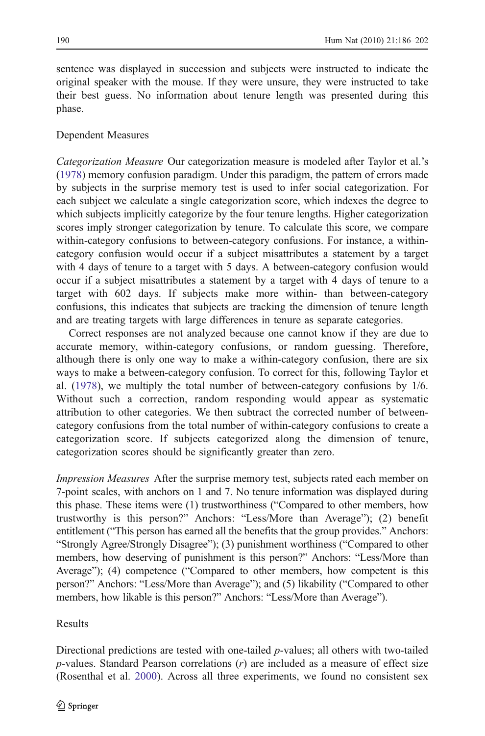sentence was displayed in succession and subjects were instructed to indicate the original speaker with the mouse. If they were unsure, they were instructed to take their best guess. No information about tenure length was presented during this phase.

### Dependent Measures

*Categorization Measure* Our categorization measure is modeled after Taylor et al.'s (1978) memory confusion paradigm. Under this paradigm, the pattern of errors made by subjects in the surprise memory test is used to infer social categorization. For each subject we calculate a single categorization score, which indexes the degree to which subjects implicitly categorize by the four tenure lengths. Higher categorization scores imply stronger categorization by tenure. To calculate this score, we compare within-category confusions to between-category confusions. For instance, a within-category confusion would occur if a subject misattributes a statement by a target with 4 days of tenure to a target with 5 days. A between-category confusion would occur if a subject misattributes a statement by a target with 4 days of tenure to a target with 602 days. If subjects make more within- than between-category confusions, this indicates that subjects are tracking the dimension of tenure length and are treating targets with large differences in tenure as separate categories.

Correct responses are not analyzed because one cannot know if they are due to accurate memory, within-category confusions, or random guessing. Therefore, although there is only one way to make a within-category confusion, there are six ways to make a between-category confusion. To correct for this, following Taylor et al. (1978), we multiply the total number of between-category confusions by 1/6. Without such a correction, random responding would appear as systematic attribution to other categories. We then subtract the corrected number of between-category confusions from the total number of within-category confusions to create a categorization score. If subjects categorized along the dimension of tenure, categorization scores should be significantly greater than zero.

*Impression Measures* After the surprise memory test, subjects rated each member on 7-point scales, with anchors on 1 and 7. No tenure information was displayed during this phase. These items were (1) trustworthiness ("Compared to other members, how trustworthy is this person?" Anchors: "Less/More than Average"); (2) benefit entitlement ("This person has earned all the benefits that the group provides." Anchors: "Strongly Agree/Strongly Disagree"); (3) punishment worthiness ("Compared to other members, how deserving of punishment is this person?" Anchors: "Less/More than Average"); (4) competence ("Compared to other members, how competent is this person?" Anchors: "Less/More than Average"); and (5) likability ("Compared to other members, how likable is this person?" Anchors: "Less/More than Average").

### Results

Directional predictions are tested with one-tailed $p$-values; all others with two-tailed $p$-values. Standard Pearson correlations ($r$) are included as a measure of effect size (Rosenthal et al. 2000). Across all three experiments, we found no consistent sex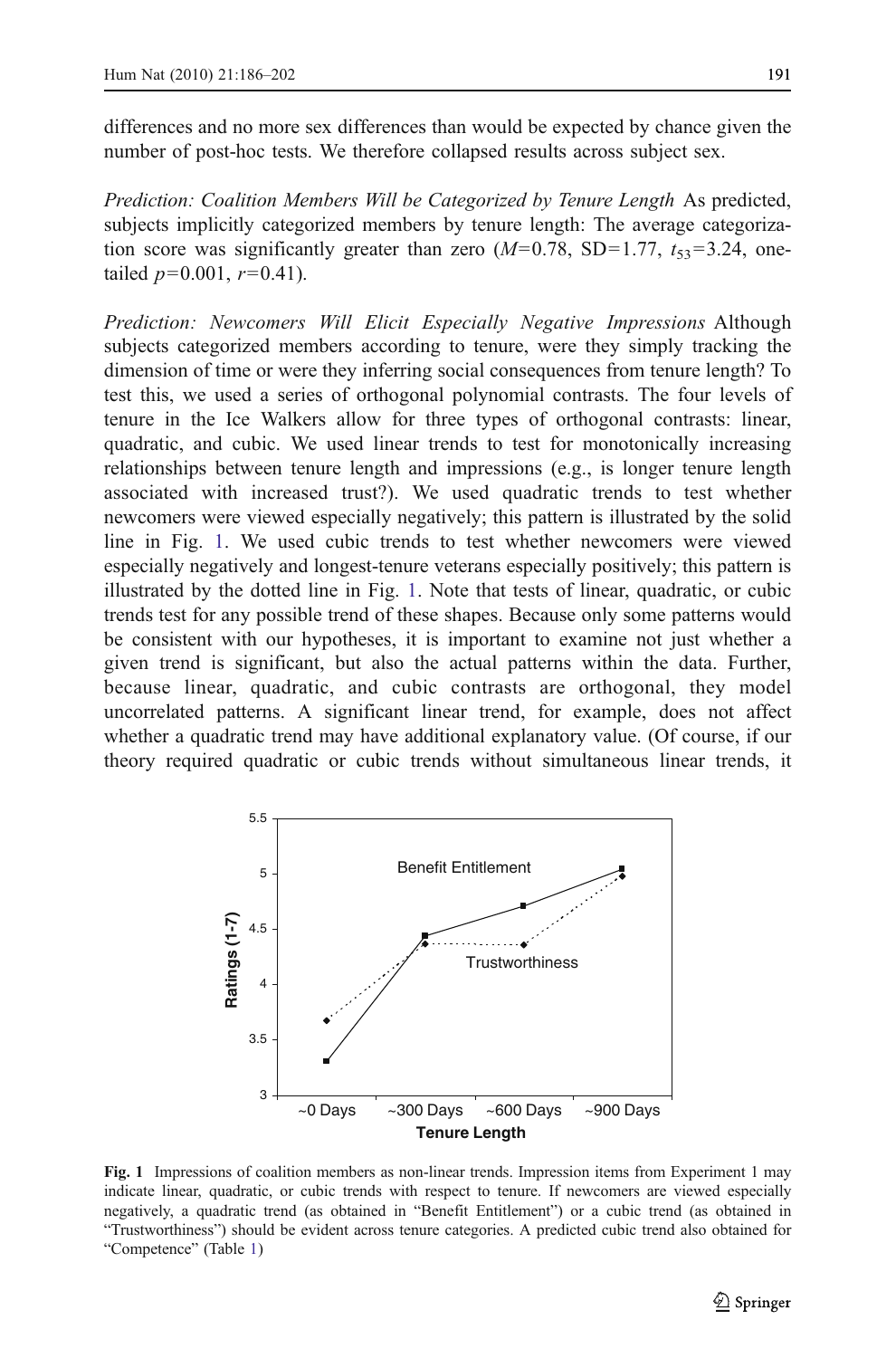differences and no more sex differences than would be expected by chance given the number of post-hoc tests. We therefore collapsed results across subject sex.

*Prediction: Coalition Members Will be Categorized by Tenure Length* As predicted, subjects implicitly categorized members by tenure length: The average categorization score was significantly greater than zero ($M$=0.78, SD=1.77, $t_{53}$=3.24, one-tailed $p$=0.001, $r$=0.41).

*Prediction: Newcomers Will Elicit Especially Negative Impressions* Although subjects categorized members according to tenure, were they simply tracking the dimension of time or were they inferring social consequences from tenure length? To test this, we used a series of orthogonal polynomial contrasts. The four levels of tenure in the Ice Walkers allow for three types of orthogonal contrasts: linear, quadratic, and cubic. We used linear trends to test for monotonically increasing relationships between tenure length and impressions (e.g., is longer tenure length associated with increased trust?). We used quadratic trends to test whether newcomers were viewed especially negatively; this pattern is illustrated by the solid line in Fig. 1. We used cubic trends to test whether newcomers were viewed especially negatively and longest-tenure veterans especially positively; this pattern is illustrated by the dotted line in Fig. 1. Note that tests of linear, quadratic, or cubic trends test for any possible trend of these shapes. Because only some patterns would be consistent with our hypotheses, it is important to examine not just whether a given trend is significant, but also the actual patterns within the data. Further, because linear, quadratic, and cubic contrasts are orthogonal, they model uncorrelated patterns. A significant linear trend, for example, does not affect whether a quadratic trend may have additional explanatory value. (Of course, if our theory required quadratic or cubic trends without simultaneous linear trends, it

**Fig. 1** Impressions of coalition members as non-linear trends. Impression items from Experiment 1 may indicate linear, quadratic, or cubic trends with respect to tenure. If newcomers are viewed especially negatively, a quadratic trend (as obtained in "Benefit Entitlement") or a cubic trend (as obtained in "Trustworthiness") should be evident across tenure categories. A predicted cubic trend also obtained for "Competence" (Table 1)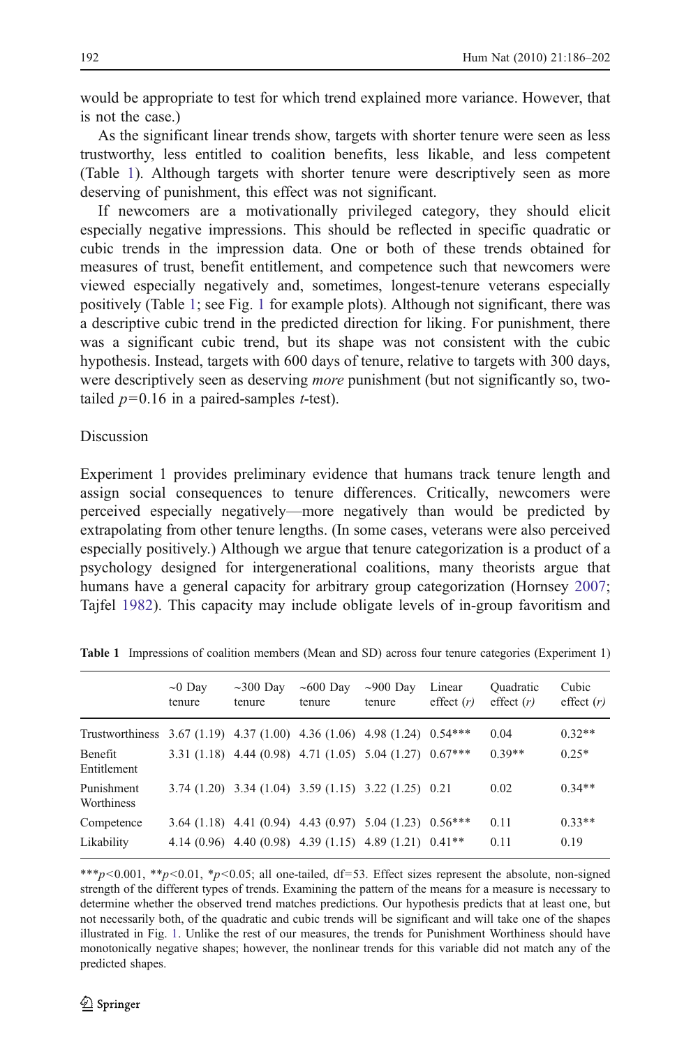would be appropriate to test for which trend explained more variance. However, that is not the case.)

As the significant linear trends show, targets with shorter tenure were seen as less trustworthy, less entitled to coalition benefits, less likable, and less competent (Table 1). Although targets with shorter tenure were descriptively seen as more deserving of punishment, this effect was not significant.

If newcomers are a motivationally privileged category, they should elicit especially negative impressions. This should be reflected in specific quadratic or cubic trends in the impression data. One or both of these trends obtained for measures of trust, benefit entitlement, and competence such that newcomers were viewed especially negatively and, sometimes, longest-tenure veterans especially positively (Table 1; see Fig. 1 for example plots). Although not significant, there was a descriptive cubic trend in the predicted direction for liking. For punishment, there was a significant cubic trend, but its shape was not consistent with the cubic hypothesis. Instead, targets with 600 days of tenure, relative to targets with 300 days, were descriptively seen as deserving *more* punishment (but not significantly so, two-tailed $p=0.16$ in a paired-samples $t$-test).

## Discussion

Experiment 1 provides preliminary evidence that humans track tenure length and assign social consequences to tenure differences. Critically, newcomers were perceived especially negatively—more negatively than would be predicted by extrapolating from other tenure lengths. (In some cases, veterans were also perceived especially positively.) Although we argue that tenure categorization is a product of a psychology designed for intergenerational coalitions, many theorists argue that humans have a general capacity for arbitrary group categorization (Hornsey 2007; Tajfel 1982). This capacity may include obligate levels of in-group favoritism and

**Table 1** Impressions of coalition members (Mean and SD) across four tenure categories (Experiment 1)

| | ~0 Day tenure | ~300 Day tenure | ~600 Day tenure | ~900 Day tenure | Linear effect ($r$) | Quadratic effect ($r$) | Cubic effect ($r$) |
|---|---|---|---|---|---|---|---|
| Trustworthiness | 3.67 (1.19) | 4.37 (1.00) | 4.36 (1.06) | 4.98 (1.24) | 0.54*** | 0.04 | 0.32** |
| Benefit Entitlement | 3.31 (1.18) | 4.44 (0.98) | 4.71 (1.05) | 5.04 (1.27) | 0.67*** | 0.39** | 0.25* |
| Punishment Worthiness | 3.74 (1.20) | 3.34 (1.04) | 3.59 (1.15) | 3.22 (1.25) | 0.21 | 0.02 | 0.34** |
| Competence | 3.64 (1.18) | 4.41 (0.94) | 4.43 (0.97) | 5.04 (1.23) | 0.56*** | 0.11 | 0.33** |
| Likability | 4.14 (0.96) | 4.40 (0.98) | 4.39 (1.15) | 4.89 (1.21) | 0.41** | 0.11 | 0.19 |

***$p<0.001$, **$p<0.01$, *$p<0.05$; all one-tailed, df=53. Effect sizes represent the absolute, non-signed strength of the different types of trends. Examining the pattern of the means for a measure is necessary to determine whether the observed trend matches predictions. Our hypothesis predicts that at least one, but not necessarily both, of the quadratic and cubic trends will be significant and will take one of the shapes illustrated in Fig. 1. Unlike the rest of our measures, the trends for Punishment Worthiness should have monotonically negative shapes; however, the nonlinear trends for this variable did not match any of the predicted shapes.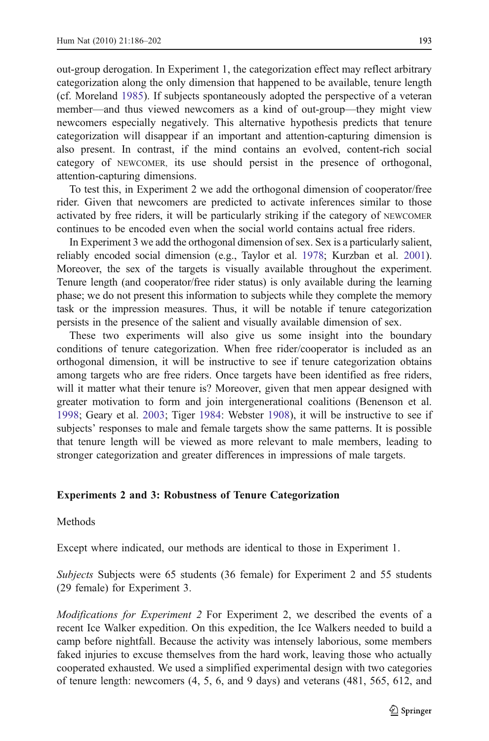out-group derogation. In Experiment 1, the categorization effect may reflect arbitrary categorization along the only dimension that happened to be available, tenure length (cf. Moreland 1985). If subjects spontaneously adopted the perspective of a veteran member—and thus viewed newcomers as a kind of out-group—they might view newcomers especially negatively. This alternative hypothesis predicts that tenure categorization will disappear if an important and attention-capturing dimension is also present. In contrast, if the mind contains an evolved, content-rich social category of NEWCOMER, its use should persist in the presence of orthogonal, attention-capturing dimensions.

To test this, in Experiment 2 we add the orthogonal dimension of cooperator/free rider. Given that newcomers are predicted to activate inferences similar to those activated by free riders, it will be particularly striking if the category of NEWCOMER continues to be encoded even when the social world contains actual free riders.

In Experiment 3 we add the orthogonal dimension of sex. Sex is a particularly salient, reliably encoded social dimension (e.g., Taylor et al. 1978; Kurzban et al. 2001). Moreover, the sex of the targets is visually available throughout the experiment. Tenure length (and cooperator/free rider status) is only available during the learning phase; we do not present this information to subjects while they complete the memory task or the impression measures. Thus, it will be notable if tenure categorization persists in the presence of the salient and visually available dimension of sex.

These two experiments will also give us some insight into the boundary conditions of tenure categorization. When free rider/cooperator is included as an orthogonal dimension, it will be instructive to see if tenure categorization obtains among targets who are free riders. Once targets have been identified as free riders, will it matter what their tenure is? Moreover, given that men appear designed with greater motivation to form and join intergenerational coalitions (Benenson et al. 1998; Geary et al. 2003; Tiger 1984: Webster 1908), it will be instructive to see if subjects' responses to male and female targets show the same patterns. It is possible that tenure length will be viewed as more relevant to male members, leading to stronger categorization and greater differences in impressions of male targets.

## Experiments 2 and 3: Robustness of Tenure Categorization

### Methods

Except where indicated, our methods are identical to those in Experiment 1.

*Subjects* Subjects were 65 students (36 female) for Experiment 2 and 55 students (29 female) for Experiment 3.

*Modifications for Experiment 2* For Experiment 2, we described the events of a recent Ice Walker expedition. On this expedition, the Ice Walkers needed to build a camp before nightfall. Because the activity was intensely laborious, some members faked injuries to excuse themselves from the hard work, leaving those who actually cooperated exhausted. We used a simplified experimental design with two categories of tenure length: newcomers (4, 5, 6, and 9 days) and veterans (481, 565, 612, and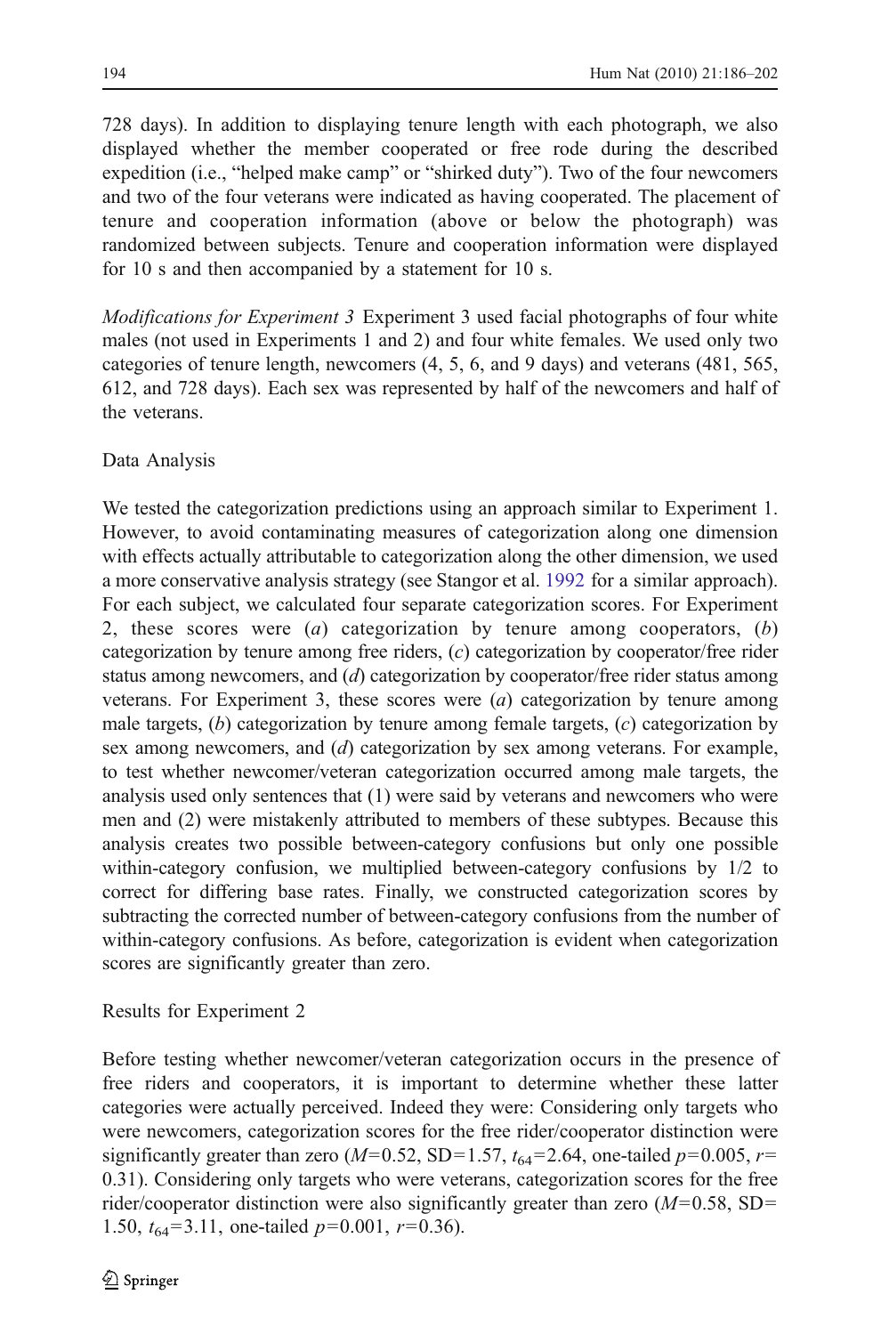728 days). In addition to displaying tenure length with each photograph, we also displayed whether the member cooperated or free rode during the described expedition (i.e., "helped make camp" or "shirked duty"). Two of the four newcomers and two of the four veterans were indicated as having cooperated. The placement of tenure and cooperation information (above or below the photograph) was randomized between subjects. Tenure and cooperation information were displayed for 10 s and then accompanied by a statement for 10 s.

*Modifications for Experiment 3* Experiment 3 used facial photographs of four white males (not used in Experiments 1 and 2) and four white females. We used only two categories of tenure length, newcomers (4, 5, 6, and 9 days) and veterans (481, 565, 612, and 728 days). Each sex was represented by half of the newcomers and half of the veterans.

### Data Analysis

We tested the categorization predictions using an approach similar to Experiment 1. However, to avoid contaminating measures of categorization along one dimension with effects actually attributable to categorization along the other dimension, we used a more conservative analysis strategy (see Stangor et al. 1992 for a similar approach). For each subject, we calculated four separate categorization scores. For Experiment 2, these scores were (*a*) categorization by tenure among cooperators, (*b*) categorization by tenure among free riders, (*c*) categorization by cooperator/free rider status among newcomers, and (*d*) categorization by cooperator/free rider status among veterans. For Experiment 3, these scores were (*a*) categorization by tenure among male targets, (*b*) categorization by tenure among female targets, (*c*) categorization by sex among newcomers, and (*d*) categorization by sex among veterans. For example, to test whether newcomer/veteran categorization occurred among male targets, the analysis used only sentences that (1) were said by veterans and newcomers who were men and (2) were mistakenly attributed to members of these subtypes. Because this analysis creates two possible between-category confusions but only one possible within-category confusion, we multiplied between-category confusions by 1/2 to correct for differing base rates. Finally, we constructed categorization scores by subtracting the corrected number of between-category confusions from the number of within-category confusions. As before, categorization is evident when categorization scores are significantly greater than zero.

### Results for Experiment 2

Before testing whether newcomer/veteran categorization occurs in the presence of free riders and cooperators, it is important to determine whether these latter categories were actually perceived. Indeed they were: Considering only targets who were newcomers, categorization scores for the free rider/cooperator distinction were significantly greater than zero ($M=0.52$, $SD=1.57$, $t_{64}=2.64$, one-tailed $p=0.005$, $r=0.31$). Considering only targets who were veterans, categorization scores for the free rider/cooperator distinction were also significantly greater than zero ($M=0.58$, $SD=1.50$, $t_{64}=3.11$, one-tailed $p=0.001$, $r=0.36$).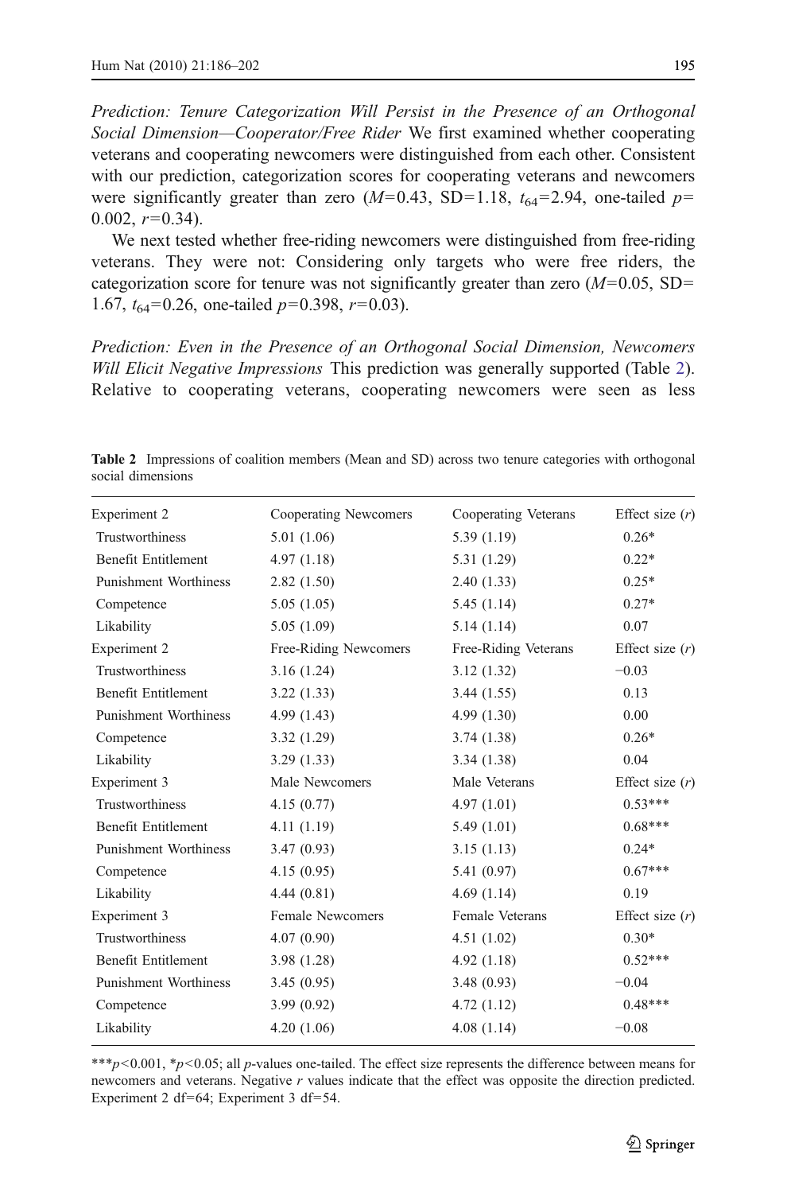*Prediction: Tenure Categorization Will Persist in the Presence of an Orthogonal Social Dimension—Cooperator/Free Rider* We first examined whether cooperating veterans and cooperating newcomers were distinguished from each other. Consistent with our prediction, categorization scores for cooperating veterans and newcomers were significantly greater than zero ($M$=0.43, SD=1.18, $t_{64}$=2.94, one-tailed $p$=0.002, $r$=0.34).

We next tested whether free-riding newcomers were distinguished from free-riding veterans. They were not: Considering only targets who were free riders, the categorization score for tenure was not significantly greater than zero ($M$=0.05, SD=1.67, $t_{64}$=0.26, one-tailed $p$=0.398, $r$=0.03).

*Prediction: Even in the Presence of an Orthogonal Social Dimension, Newcomers Will Elicit Negative Impressions* This prediction was generally supported (Table 2). Relative to cooperating veterans, cooperating newcomers were seen as less

**Table 2** Impressions of coalition members (Mean and SD) across two tenure categories with orthogonal social dimensions

| Experiment 2 | Cooperating Newcomers | Cooperating Veterans | Effect size ($r$) |
|---|---|---|---|
| Trustworthiness | 5.01 (1.06) | 5.39 (1.19) | 0.26* |
| Benefit Entitlement | 4.97 (1.18) | 5.31 (1.29) | 0.22* |
| Punishment Worthiness | 2.82 (1.50) | 2.40 (1.33) | 0.25* |
| Competence | 5.05 (1.05) | 5.45 (1.14) | 0.27* |
| Likability | 5.05 (1.09) | 5.14 (1.14) | 0.07 |
| Experiment 2 | Free-Riding Newcomers | Free-Riding Veterans | Effect size ($r$) |
| Trustworthiness | 3.16 (1.24) | 3.12 (1.32) | −0.03 |
| Benefit Entitlement | 3.22 (1.33) | 3.44 (1.55) | 0.13 |
| Punishment Worthiness | 4.99 (1.43) | 4.99 (1.30) | 0.00 |
| Competence | 3.32 (1.29) | 3.74 (1.38) | 0.26* |
| Likability | 3.29 (1.33) | 3.34 (1.38) | 0.04 |
| Experiment 3 | Male Newcomers | Male Veterans | Effect size ($r$) |
| Trustworthiness | 4.15 (0.77) | 4.97 (1.01) | 0.53*** |
| Benefit Entitlement | 4.11 (1.19) | 5.49 (1.01) | 0.68*** |
| Punishment Worthiness | 3.47 (0.93) | 3.15 (1.13) | 0.24* |
| Competence | 4.15 (0.95) | 5.41 (0.97) | 0.67*** |
| Likability | 4.44 (0.81) | 4.69 (1.14) | 0.19 |
| Experiment 3 | Female Newcomers | Female Veterans | Effect size ($r$) |
| Trustworthiness | 4.07 (0.90) | 4.51 (1.02) | 0.30* |
| Benefit Entitlement | 3.98 (1.28) | 4.92 (1.18) | 0.52*** |
| Punishment Worthiness | 3.45 (0.95) | 3.48 (0.93) | −0.04 |
| Competence | 3.99 (0.92) | 4.72 (1.12) | 0.48*** |
| Likability | 4.20 (1.06) | 4.08 (1.14) | −0.08 |

***$p$<0.001, *$p$<0.05; all $p$-values one-tailed. The effect size represents the difference between means for newcomers and veterans. Negative $r$ values indicate that the effect was opposite the direction predicted. Experiment 2 df=64; Experiment 3 df=54.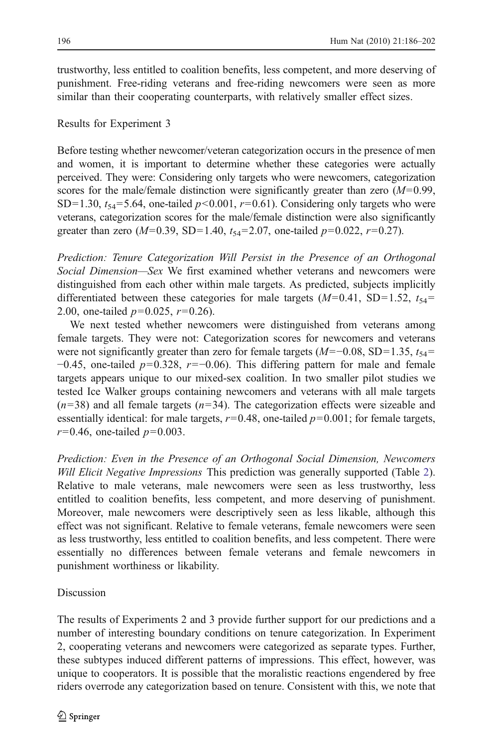trustworthy, less entitled to coalition benefits, less competent, and more deserving of punishment. Free-riding veterans and free-riding newcomers were seen as more similar than their cooperating counterparts, with relatively smaller effect sizes.

## Results for Experiment 3

Before testing whether newcomer/veteran categorization occurs in the presence of men and women, it is important to determine whether these categories were actually perceived. They were: Considering only targets who were newcomers, categorization scores for the male/female distinction were significantly greater than zero ($M=0.99$, $SD=1.30$, $t_{54}=5.64$, one-tailed $p<0.001$, $r=0.61$). Considering only targets who were veterans, categorization scores for the male/female distinction were also significantly greater than zero ($M=0.39$, $SD=1.40$, $t_{54}=2.07$, one-tailed $p=0.022$, $r=0.27$).

*Prediction: Tenure Categorization Will Persist in the Presence of an Orthogonal Social Dimension—Sex* We first examined whether veterans and newcomers were distinguished from each other within male targets. As predicted, subjects implicitly differentiated between these categories for male targets ($M=0.41$, $SD=1.52$, $t_{54}=2.00$, one-tailed $p=0.025$, $r=0.26$).

We next tested whether newcomers were distinguished from veterans among female targets. They were not: Categorization scores for newcomers and veterans were not significantly greater than zero for female targets ($M=-0.08$, $SD=1.35$, $t_{54}=-0.45$, one-tailed $p=0.328$, $r=-0.06$). This differing pattern for male and female targets appears unique to our mixed-sex coalition. In two smaller pilot studies we tested Ice Walker groups containing newcomers and veterans with all male targets ($n=38$) and all female targets ($n=34$). The categorization effects were sizeable and essentially identical: for male targets, $r=0.48$, one-tailed $p=0.001$; for female targets, $r=0.46$, one-tailed $p=0.003$.

*Prediction: Even in the Presence of an Orthogonal Social Dimension, Newcomers Will Elicit Negative Impressions* This prediction was generally supported (Table 2). Relative to male veterans, male newcomers were seen as less trustworthy, less entitled to coalition benefits, less competent, and more deserving of punishment. Moreover, male newcomers were descriptively seen as less likable, although this effect was not significant. Relative to female veterans, female newcomers were seen as less trustworthy, less entitled to coalition benefits, and less competent. There were essentially no differences between female veterans and female newcomers in punishment worthiness or likability.

## Discussion

The results of Experiments 2 and 3 provide further support for our predictions and a number of interesting boundary conditions on tenure categorization. In Experiment 2, cooperating veterans and newcomers were categorized as separate types. Further, these subtypes induced different patterns of impressions. This effect, however, was unique to cooperators. It is possible that the moralistic reactions engendered by free riders overrode any categorization based on tenure. Consistent with this, we note that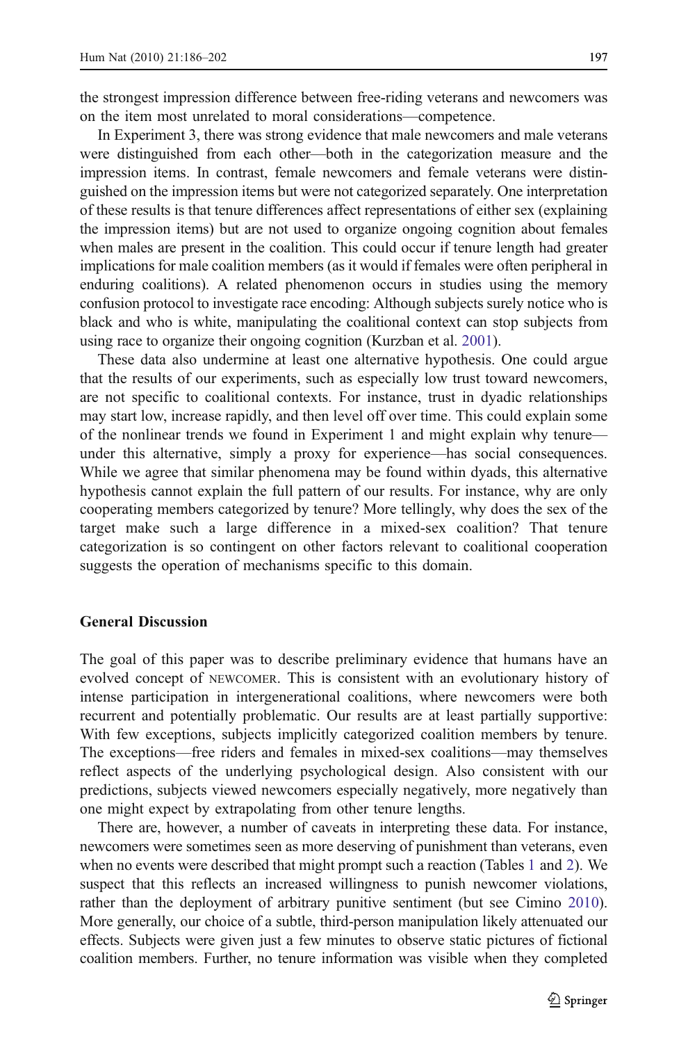the strongest impression difference between free-riding veterans and newcomers was on the item most unrelated to moral considerations—competence.

In Experiment 3, there was strong evidence that male newcomers and male veterans were distinguished from each other—both in the categorization measure and the impression items. In contrast, female newcomers and female veterans were distinguished on the impression items but were not categorized separately. One interpretation of these results is that tenure differences affect representations of either sex (explaining the impression items) but are not used to organize ongoing cognition about females when males are present in the coalition. This could occur if tenure length had greater implications for male coalition members (as it would if females were often peripheral in enduring coalitions). A related phenomenon occurs in studies using the memory confusion protocol to investigate race encoding: Although subjects surely notice who is black and who is white, manipulating the coalitional context can stop subjects from using race to organize their ongoing cognition (Kurzban et al. 2001).

These data also undermine at least one alternative hypothesis. One could argue that the results of our experiments, such as especially low trust toward newcomers, are not specific to coalitional contexts. For instance, trust in dyadic relationships may start low, increase rapidly, and then level off over time. This could explain some of the nonlinear trends we found in Experiment 1 and might explain why tenure—under this alternative, simply a proxy for experience—has social consequences. While we agree that similar phenomena may be found within dyads, this alternative hypothesis cannot explain the full pattern of our results. For instance, why are only cooperating members categorized by tenure? More tellingly, why does the sex of the target make such a large difference in a mixed-sex coalition? That tenure categorization is so contingent on other factors relevant to coalitional cooperation suggests the operation of mechanisms specific to this domain.

## General Discussion

The goal of this paper was to describe preliminary evidence that humans have an evolved concept of NEWCOMER. This is consistent with an evolutionary history of intense participation in intergenerational coalitions, where newcomers were both recurrent and potentially problematic. Our results are at least partially supportive: With few exceptions, subjects implicitly categorized coalition members by tenure. The exceptions—free riders and females in mixed-sex coalitions—may themselves reflect aspects of the underlying psychological design. Also consistent with our predictions, subjects viewed newcomers especially negatively, more negatively than one might expect by extrapolating from other tenure lengths.

There are, however, a number of caveats in interpreting these data. For instance, newcomers were sometimes seen as more deserving of punishment than veterans, even when no events were described that might prompt such a reaction (Tables 1 and 2). We suspect that this reflects an increased willingness to punish newcomer violations, rather than the deployment of arbitrary punitive sentiment (but see Cimino 2010). More generally, our choice of a subtle, third-person manipulation likely attenuated our effects. Subjects were given just a few minutes to observe static pictures of fictional coalition members. Further, no tenure information was visible when they completed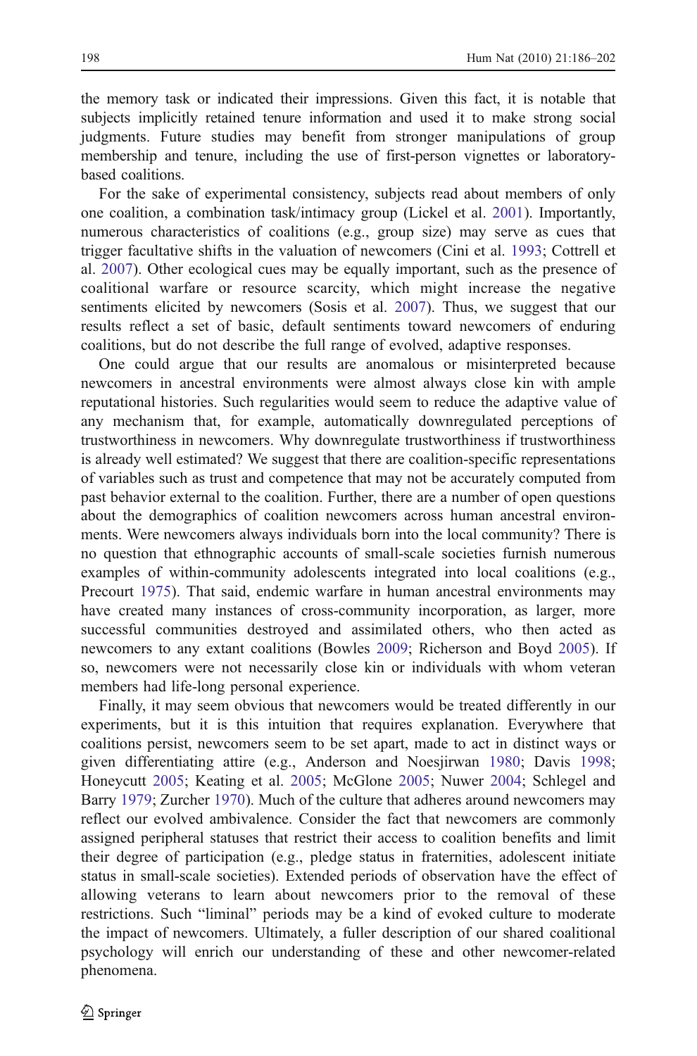the memory task or indicated their impressions. Given this fact, it is notable that subjects implicitly retained tenure information and used it to make strong social judgments. Future studies may benefit from stronger manipulations of group membership and tenure, including the use of first-person vignettes or laboratory-based coalitions.

For the sake of experimental consistency, subjects read about members of only one coalition, a combination task/intimacy group (Lickel et al. 2001). Importantly, numerous characteristics of coalitions (e.g., group size) may serve as cues that trigger facultative shifts in the valuation of newcomers (Cini et al. 1993; Cottrell et al. 2007). Other ecological cues may be equally important, such as the presence of coalitional warfare or resource scarcity, which might increase the negative sentiments elicited by newcomers (Sosis et al. 2007). Thus, we suggest that our results reflect a set of basic, default sentiments toward newcomers of enduring coalitions, but do not describe the full range of evolved, adaptive responses.

One could argue that our results are anomalous or misinterpreted because newcomers in ancestral environments were almost always close kin with ample reputational histories. Such regularities would seem to reduce the adaptive value of any mechanism that, for example, automatically downregulated perceptions of trustworthiness in newcomers. Why downregulate trustworthiness if trustworthiness is already well estimated? We suggest that there are coalition-specific representations of variables such as trust and competence that may not be accurately computed from past behavior external to the coalition. Further, there are a number of open questions about the demographics of coalition newcomers across human ancestral environments. Were newcomers always individuals born into the local community? There is no question that ethnographic accounts of small-scale societies furnish numerous examples of within-community adolescents integrated into local coalitions (e.g., Precourt 1975). That said, endemic warfare in human ancestral environments may have created many instances of cross-community incorporation, as larger, more successful communities destroyed and assimilated others, who then acted as newcomers to any extant coalitions (Bowles 2009; Richerson and Boyd 2005). If so, newcomers were not necessarily close kin or individuals with whom veteran members had life-long personal experience.

Finally, it may seem obvious that newcomers would be treated differently in our experiments, but it is this intuition that requires explanation. Everywhere that coalitions persist, newcomers seem to be set apart, made to act in distinct ways or given differentiating attire (e.g., Anderson and Noesjirwan 1980; Davis 1998; Honeycutt 2005; Keating et al. 2005; McGlone 2005; Nuwer 2004; Schlegel and Barry 1979; Zurcher 1970). Much of the culture that adheres around newcomers may reflect our evolved ambivalence. Consider the fact that newcomers are commonly assigned peripheral statuses that restrict their access to coalition benefits and limit their degree of participation (e.g., pledge status in fraternities, adolescent initiate status in small-scale societies). Extended periods of observation have the effect of allowing veterans to learn about newcomers prior to the removal of these restrictions. Such "liminal" periods may be a kind of evoked culture to moderate the impact of newcomers. Ultimately, a fuller description of our shared coalitional psychology will enrich our understanding of these and other newcomer-related phenomena.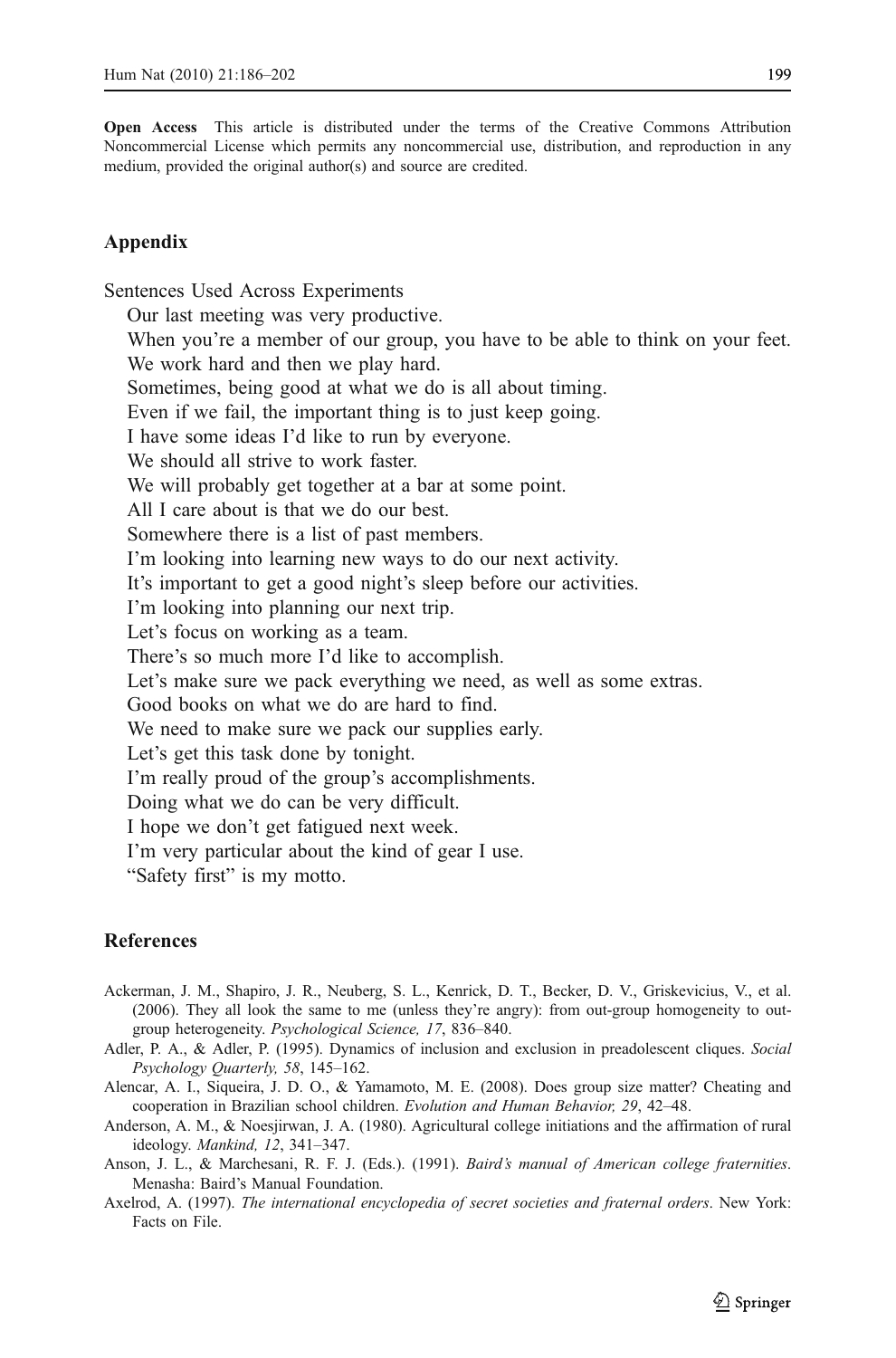**Open Access** This article is distributed under the terms of the Creative Commons Attribution Noncommercial License which permits any noncommercial use, distribution, and reproduction in any medium, provided the original author(s) and source are credited.

## Appendix

Sentences Used Across Experiments

Our last meeting was very productive.
When you're a member of our group, you have to be able to think on your feet.
We work hard and then we play hard.
Sometimes, being good at what we do is all about timing.
Even if we fail, the important thing is to just keep going.
I have some ideas I'd like to run by everyone.
We should all strive to work faster.
We will probably get together at a bar at some point.
All I care about is that we do our best.
Somewhere there is a list of past members.
I'm looking into learning new ways to do our next activity.
It's important to get a good night's sleep before our activities.
I'm looking into planning our next trip.
Let's focus on working as a team.
There's so much more I'd like to accomplish.
Let's make sure we pack everything we need, as well as some extras.
Good books on what we do are hard to find.
We need to make sure we pack our supplies early.
Let's get this task done by tonight.
I'm really proud of the group's accomplishments.
Doing what we do can be very difficult.
I hope we don't get fatigued next week.
I'm very particular about the kind of gear I use.
"Safety first" is my motto.

## References

Ackerman, J. M., Shapiro, J. R., Neuberg, S. L., Kenrick, D. T., Becker, D. V., Griskevicius, V., et al. (2006). They all look the same to me (unless they're angry): from out-group homogeneity to out-group heterogeneity. *Psychological Science, 17*, 836–840.

Adler, P. A., & Adler, P. (1995). Dynamics of inclusion and exclusion in preadolescent cliques. *Social Psychology Quarterly, 58*, 145–162.

Alencar, A. I., Siqueira, J. D. O., & Yamamoto, M. E. (2008). Does group size matter? Cheating and cooperation in Brazilian school children. *Evolution and Human Behavior, 29*, 42–48.

Anderson, A. M., & Noesjirwan, J. A. (1980). Agricultural college initiations and the affirmation of rural ideology. *Mankind, 12*, 341–347.

Anson, J. L., & Marchesani, R. F. J. (Eds.). (1991). *Baird's manual of American college fraternities*. Menasha: Baird's Manual Foundation.

Axelrod, A. (1997). *The international encyclopedia of secret societies and fraternal orders*. New York: Facts on File.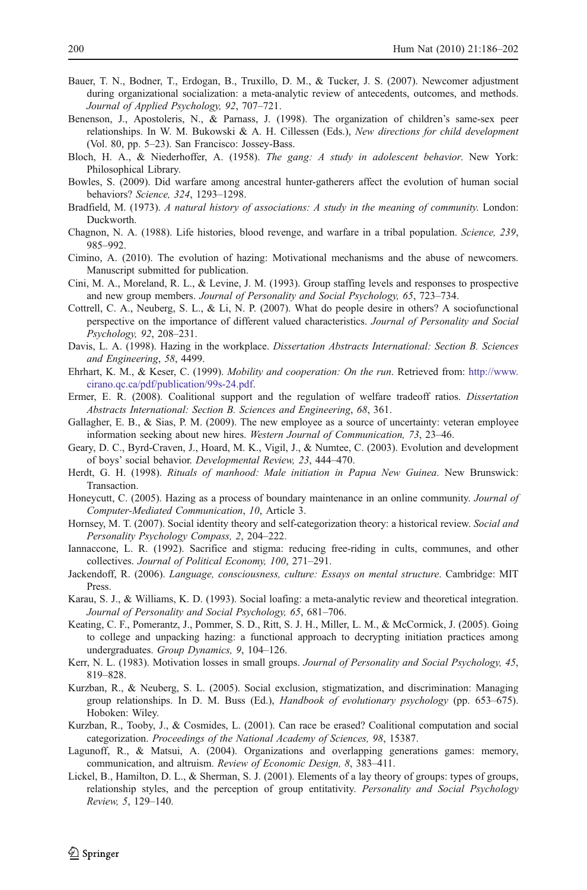Bauer, T. N., Bodner, T., Erdogan, B., Truxillo, D. M., & Tucker, J. S. (2007). Newcomer adjustment during organizational socialization: a meta-analytic review of antecedents, outcomes, and methods. *Journal of Applied Psychology, 92*, 707–721.

Benenson, J., Apostoleris, N., & Parnass, J. (1998). The organization of children's same-sex peer relationships. In W. M. Bukowski & A. H. Cillessen (Eds.), *New directions for child development* (Vol. 80, pp. 5–23). San Francisco: Jossey-Bass.

Bloch, H. A., & Niederhoffer, A. (1958). *The gang: A study in adolescent behavior*. New York: Philosophical Library.

Bowles, S. (2009). Did warfare among ancestral hunter-gatherers affect the evolution of human social behaviors? *Science, 324*, 1293–1298.

Bradfield, M. (1973). *A natural history of associations: A study in the meaning of community*. London: Duckworth.

Chagnon, N. A. (1988). Life histories, blood revenge, and warfare in a tribal population. *Science, 239*, 985–992.

Cimino, A. (2010). The evolution of hazing: Motivational mechanisms and the abuse of newcomers. Manuscript submitted for publication.

Cini, M. A., Moreland, R. L., & Levine, J. M. (1993). Group staffing levels and responses to prospective and new group members. *Journal of Personality and Social Psychology, 65*, 723–734.

Cottrell, C. A., Neuberg, S. L., & Li, N. P. (2007). What do people desire in others? A sociofunctional perspective on the importance of different valued characteristics. *Journal of Personality and Social Psychology, 92*, 208–231.

Davis, L. A. (1998). Hazing in the workplace. *Dissertation Abstracts International: Section B. Sciences and Engineering*, *58*, 4499.

Ehrhart, K. M., & Keser, C. (1999). *Mobility and cooperation: On the run*. Retrieved from: http://www.cirano.qc.ca/pdf/publication/99s-24.pdf.

Ermer, E. R. (2008). Coalitional support and the regulation of welfare tradeoff ratios. *Dissertation Abstracts International: Section B. Sciences and Engineering*, *68*, 361.

Gallagher, E. B., & Sias, P. M. (2009). The new employee as a source of uncertainty: veteran employee information seeking about new hires. *Western Journal of Communication, 73*, 23–46.

Geary, D. C., Byrd-Craven, J., Hoard, M. K., Vigil, J., & Numtee, C. (2003). Evolution and development of boys' social behavior. *Developmental Review, 23*, 444–470.

Herdt, G. H. (1998). *Rituals of manhood: Male initiation in Papua New Guinea*. New Brunswick: Transaction.

Honeycutt, C. (2005). Hazing as a process of boundary maintenance in an online community. *Journal of Computer-Mediated Communication*, *10*, Article 3.

Hornsey, M. T. (2007). Social identity theory and self-categorization theory: a historical review. *Social and Personality Psychology Compass, 2*, 204–222.

Iannaccone, L. R. (1992). Sacrifice and stigma: reducing free-riding in cults, communes, and other collectives. *Journal of Political Economy, 100*, 271–291.

Jackendoff, R. (2006). *Language, consciousness, culture: Essays on mental structure*. Cambridge: MIT Press.

Karau, S. J., & Williams, K. D. (1993). Social loafing: a meta-analytic review and theoretical integration. *Journal of Personality and Social Psychology, 65*, 681–706.

Keating, C. F., Pomerantz, J., Pommer, S. D., Ritt, S. J. H., Miller, L. M., & McCormick, J. (2005). Going to college and unpacking hazing: a functional approach to decrypting initiation practices among undergraduates. *Group Dynamics, 9*, 104–126.

Kerr, N. L. (1983). Motivation losses in small groups. *Journal of Personality and Social Psychology, 45*, 819–828.

Kurzban, R., & Neuberg, S. L. (2005). Social exclusion, stigmatization, and discrimination: Managing group relationships. In D. M. Buss (Ed.), *Handbook of evolutionary psychology* (pp. 653–675). Hoboken: Wiley.

Kurzban, R., Tooby, J., & Cosmides, L. (2001). Can race be erased? Coalitional computation and social categorization. *Proceedings of the National Academy of Sciences, 98*, 15387.

Lagunoff, R., & Matsui, A. (2004). Organizations and overlapping generations games: memory, communication, and altruism. *Review of Economic Design, 8*, 383–411.

Lickel, B., Hamilton, D. L., & Sherman, S. J. (2001). Elements of a lay theory of groups: types of groups, relationship styles, and the perception of group entitativity. *Personality and Social Psychology Review, 5*, 129–140.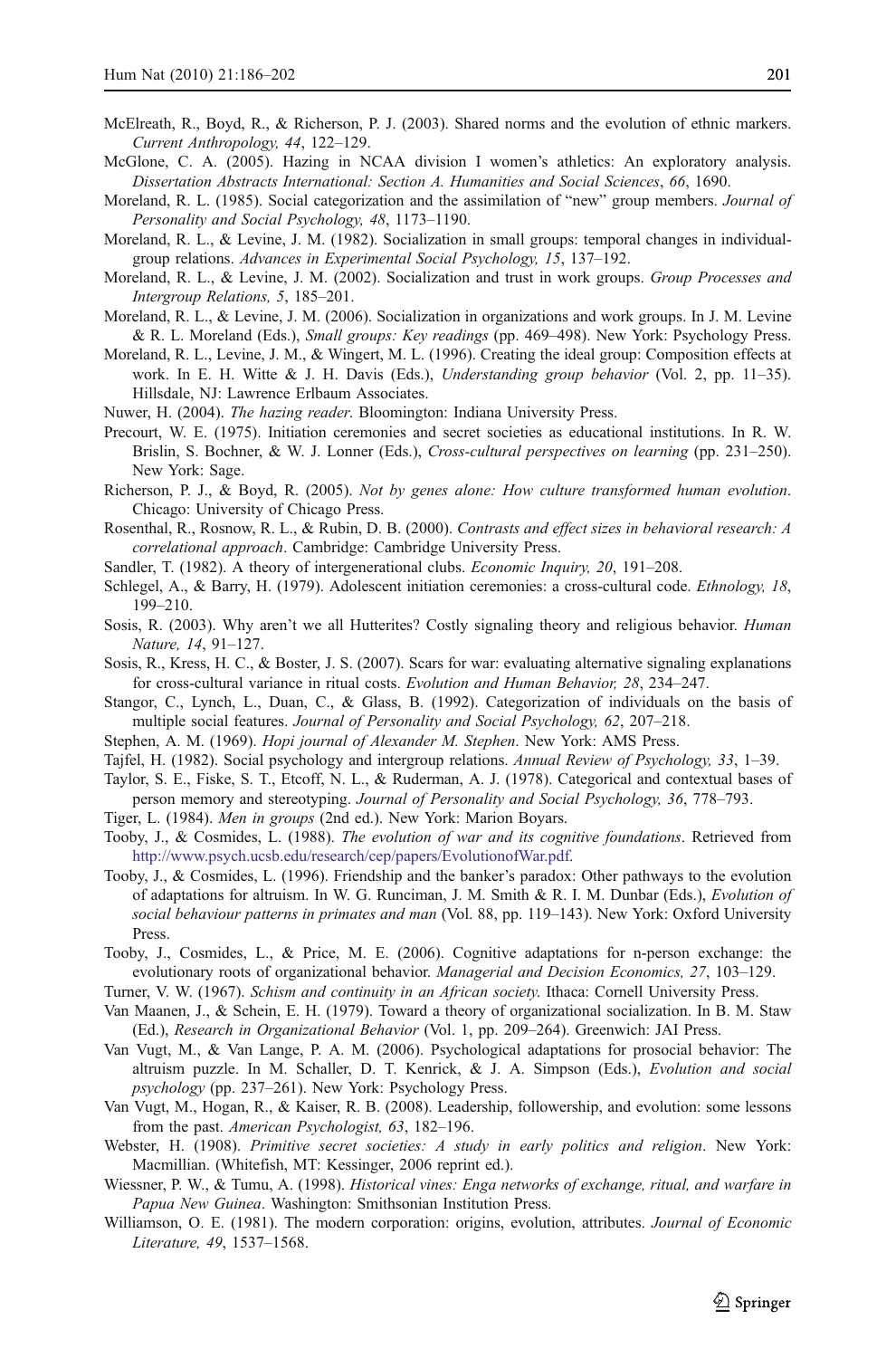McElreath, R., Boyd, R., & Richerson, P. J. (2003). Shared norms and the evolution of ethnic markers. *Current Anthropology, 44*, 122–129.

McGlone, C. A. (2005). Hazing in NCAA division I women's athletics: An exploratory analysis. *Dissertation Abstracts International: Section A. Humanities and Social Sciences, 66*, 1690.

Moreland, R. L. (1985). Social categorization and the assimilation of "new" group members. *Journal of Personality and Social Psychology, 48*, 1173–1190.

Moreland, R. L., & Levine, J. M. (1982). Socialization in small groups: temporal changes in individual-group relations. *Advances in Experimental Social Psychology, 15*, 137–192.

Moreland, R. L., & Levine, J. M. (2002). Socialization and trust in work groups. *Group Processes and Intergroup Relations, 5*, 185–201.

Moreland, R. L., & Levine, J. M. (2006). Socialization in organizations and work groups. In J. M. Levine & R. L. Moreland (Eds.), *Small groups: Key readings* (pp. 469–498). New York: Psychology Press.

Moreland, R. L., Levine, J. M., & Wingert, M. L. (1996). Creating the ideal group: Composition effects at work. In E. H. Witte & J. H. Davis (Eds.), *Understanding group behavior* (Vol. 2, pp. 11–35). Hillsdale, NJ: Lawrence Erlbaum Associates.

Nuwer, H. (2004). *The hazing reader*. Bloomington: Indiana University Press.

Precourt, W. E. (1975). Initiation ceremonies and secret societies as educational institutions. In R. W. Brislin, S. Bochner, & W. J. Lonner (Eds.), *Cross-cultural perspectives on learning* (pp. 231–250). New York: Sage.

Richerson, P. J., & Boyd, R. (2005). *Not by genes alone: How culture transformed human evolution*. Chicago: University of Chicago Press.

Rosenthal, R., Rosnow, R. L., & Rubin, D. B. (2000). *Contrasts and effect sizes in behavioral research: A correlational approach*. Cambridge: Cambridge University Press.

Sandler, T. (1982). A theory of intergenerational clubs. *Economic Inquiry, 20*, 191–208.

Schlegel, A., & Barry, H. (1979). Adolescent initiation ceremonies: a cross-cultural code. *Ethnology, 18*, 199–210.

Sosis, R. (2003). Why aren't we all Hutterites? Costly signaling theory and religious behavior. *Human Nature, 14*, 91–127.

Sosis, R., Kress, H. C., & Boster, J. S. (2007). Scars for war: evaluating alternative signaling explanations for cross-cultural variance in ritual costs. *Evolution and Human Behavior, 28*, 234–247.

Stangor, C., Lynch, L., Duan, C., & Glass, B. (1992). Categorization of individuals on the basis of multiple social features. *Journal of Personality and Social Psychology, 62*, 207–218.

Stephen, A. M. (1969). *Hopi journal of Alexander M. Stephen*. New York: AMS Press.

Tajfel, H. (1982). Social psychology and intergroup relations. *Annual Review of Psychology, 33*, 1–39.

Taylor, S. E., Fiske, S. T., Etcoff, N. L., & Ruderman, A. J. (1978). Categorical and contextual bases of person memory and stereotyping. *Journal of Personality and Social Psychology, 36*, 778–793.

Tiger, L. (1984). *Men in groups* (2nd ed.). New York: Marion Boyars.

Tooby, J., & Cosmides, L. (1988). *The evolution of war and its cognitive foundations*. Retrieved from http://www.psych.ucsb.edu/research/cep/papers/EvolutionofWar.pdf.

Tooby, J., & Cosmides, L. (1996). Friendship and the banker's paradox: Other pathways to the evolution of adaptations for altruism. In W. G. Runciman, J. M. Smith & R. I. M. Dunbar (Eds.), *Evolution of social behaviour patterns in primates and man* (Vol. 88, pp. 119–143). New York: Oxford University Press.

Tooby, J., Cosmides, L., & Price, M. E. (2006). Cognitive adaptations for n-person exchange: the evolutionary roots of organizational behavior. *Managerial and Decision Economics, 27*, 103–129.

Turner, V. W. (1967). *Schism and continuity in an African society*. Ithaca: Cornell University Press.

Van Maanen, J., & Schein, E. H. (1979). Toward a theory of organizational socialization. In B. M. Staw (Ed.), *Research in Organizational Behavior* (Vol. 1, pp. 209–264). Greenwich: JAI Press.

Van Vugt, M., & Van Lange, P. A. M. (2006). Psychological adaptations for prosocial behavior: The altruism puzzle. In M. Schaller, D. T. Kenrick, & J. A. Simpson (Eds.), *Evolution and social psychology* (pp. 237–261). New York: Psychology Press.

Van Vugt, M., Hogan, R., & Kaiser, R. B. (2008). Leadership, followership, and evolution: some lessons from the past. *American Psychologist, 63*, 182–196.

Webster, H. (1908). *Primitive secret societies: A study in early politics and religion*. New York: Macmillian. (Whitefish, MT: Kessinger, 2006 reprint ed.).

Wiessner, P. W., & Tumu, A. (1998). *Historical vines: Enga networks of exchange, ritual, and warfare in Papua New Guinea*. Washington: Smithsonian Institution Press.

Williamson, O. E. (1981). The modern corporation: origins, evolution, attributes. *Journal of Economic Literature, 49*, 1537–1568.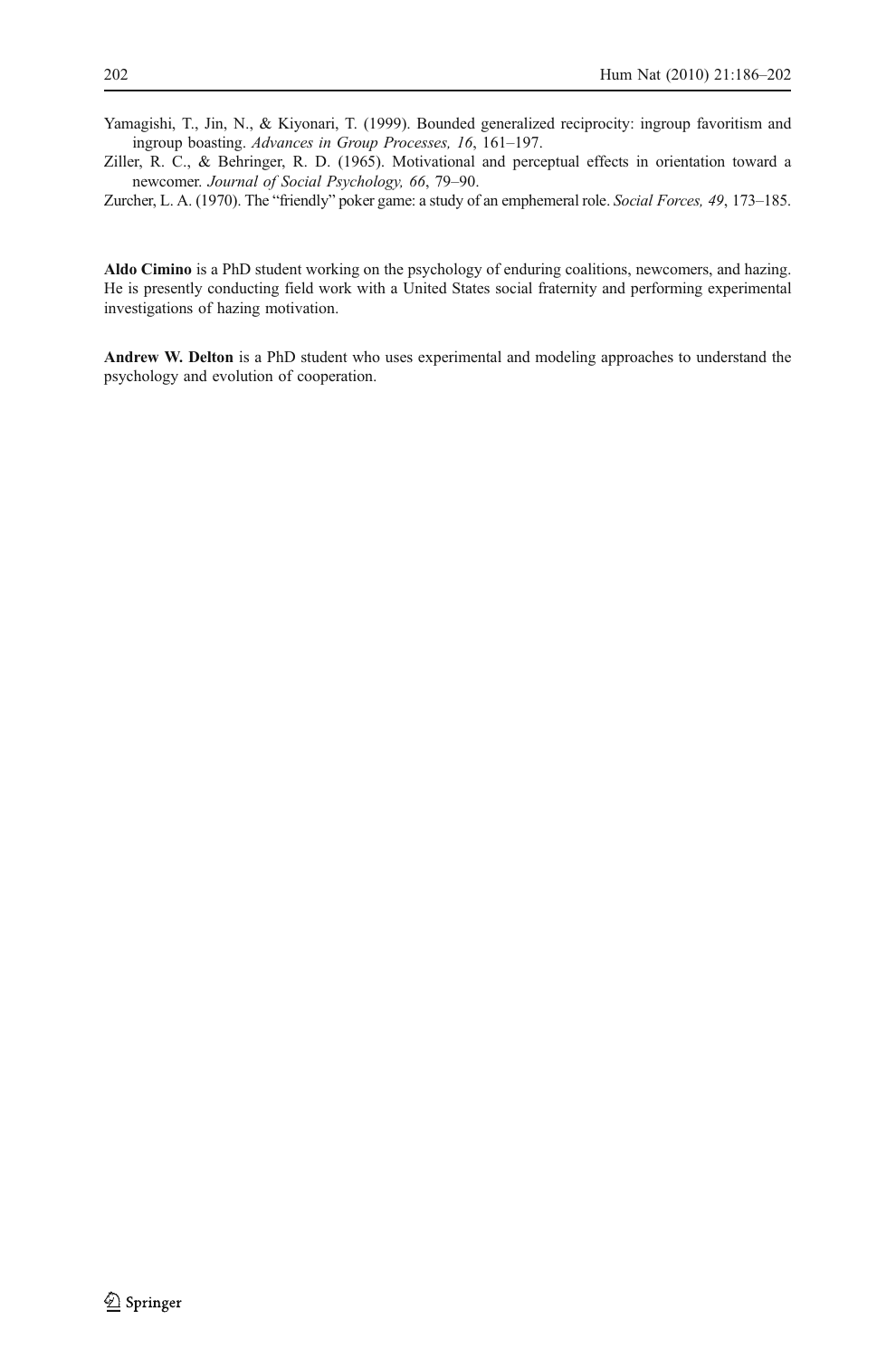Yamagishi, T., Jin, N., & Kiyonari, T. (1999). Bounded generalized reciprocity: ingroup favoritism and ingroup boasting. *Advances in Group Processes, 16*, 161–197.

Ziller, R. C., & Behringer, R. D. (1965). Motivational and perceptual effects in orientation toward a newcomer. *Journal of Social Psychology, 66*, 79–90.

Zurcher, L. A. (1970). The "friendly" poker game: a study of an emphemeral role. *Social Forces, 49*, 173–185.

**Aldo Cimino** is a PhD student working on the psychology of enduring coalitions, newcomers, and hazing. He is presently conducting field work with a United States social fraternity and performing experimental investigations of hazing motivation.

**Andrew W. Delton** is a PhD student who uses experimental and modeling approaches to understand the psychology and evolution of cooperation.